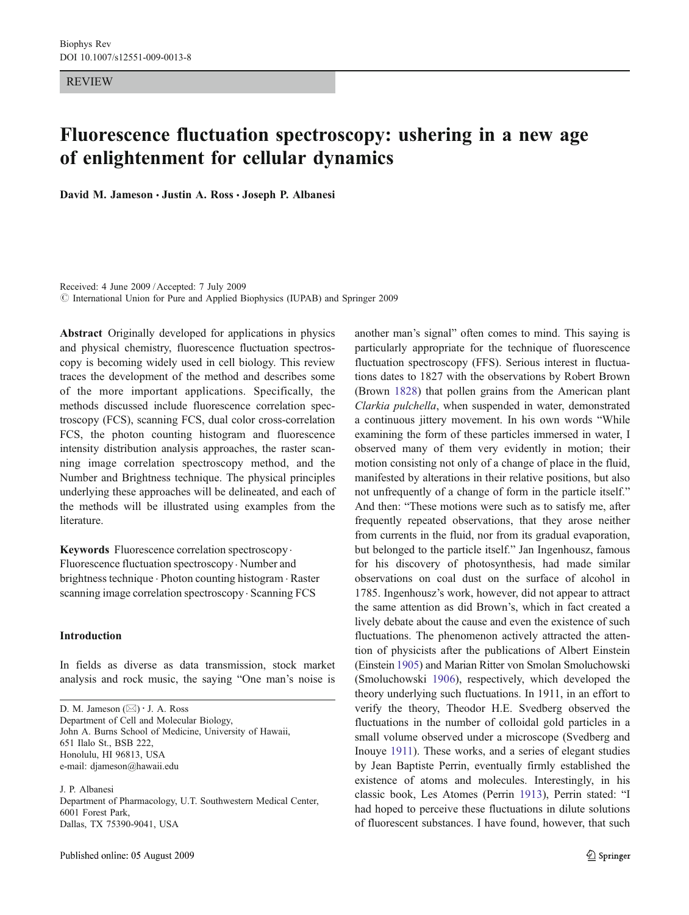REVIEW

# Fluorescence fluctuation spectroscopy: ushering in a new age of enlightenment for cellular dynamics

**David M. Jameson · Justin A. Ross · Joseph P. Albanesi**

Received: 4 June 2009 / Accepted: 7 July 2009
© International Union for Pure and Applied Biophysics (IUPAB) and Springer 2009

**Abstract** Originally developed for applications in physics and physical chemistry, fluorescence fluctuation spectroscopy is becoming widely used in cell biology. This review traces the development of the method and describes some of the more important applications. Specifically, the methods discussed include fluorescence correlation spectroscopy (FCS), scanning FCS, dual color cross-correlation FCS, the photon counting histogram and fluorescence intensity distribution analysis approaches, the raster scanning image correlation spectroscopy method, and the Number and Brightness technique. The physical principles underlying these approaches will be delineated, and each of the methods will be illustrated using examples from the literature.

**Keywords** Fluorescence correlation spectroscopy · Fluorescence fluctuation spectroscopy · Number and brightness technique · Photon counting histogram · Raster scanning image correlation spectroscopy · Scanning FCS

D. M. Jameson (✉) · J. A. Ross
Department of Cell and Molecular Biology,
John A. Burns School of Medicine, University of Hawaii,
651 Ilalo St., BSB 222,
Honolulu, HI 96813, USA
e-mail: djameson@hawaii.edu

J. P. Albanesi
Department of Pharmacology, U.T. Southwestern Medical Center,
6001 Forest Park,
Dallas, TX 75390-9041, USA

## Introduction

In fields as diverse as data transmission, stock market analysis and rock music, the saying "One man's noise is another man's signal" often comes to mind. This saying is particularly appropriate for the technique of fluorescence fluctuation spectroscopy (FFS). Serious interest in fluctuations dates to 1827 with the observations by Robert Brown (Brown 1828) that pollen grains from the American plant *Clarkia pulchella*, when suspended in water, demonstrated a continuous jittery movement. In his own words "While examining the form of these particles immersed in water, I observed many of them very evidently in motion; their motion consisting not only of a change of place in the fluid, manifested by alterations in their relative positions, but also not unfrequently of a change of form in the particle itself." And then: "These motions were such as to satisfy me, after frequently repeated observations, that they arose neither from currents in the fluid, nor from its gradual evaporation, but belonged to the particle itself." Jan Ingenhousz, famous for his discovery of photosynthesis, had made similar observations on coal dust on the surface of alcohol in 1785. Ingenhousz's work, however, did not appear to attract the same attention as did Brown's, which in fact created a lively debate about the cause and even the existence of such fluctuations. The phenomenon actively attracted the attention of physicists after the publications of Albert Einstein (Einstein 1905) and Marian Ritter von Smolan Smoluchowski (Smoluchowski 1906), respectively, which developed the theory underlying such fluctuations. In 1911, in an effort to verify the theory, Theodor H.E. Svedberg observed the fluctuations in the number of colloidal gold particles in a small volume observed under a microscope (Svedberg and Inouye 1911). These works, and a series of elegant studies by Jean Baptiste Perrin, eventually firmly established the existence of atoms and molecules. Interestingly, in his classic book, Les Atomes (Perrin 1913), Perrin stated: "I had hoped to perceive these fluctuations in dilute solutions of fluorescent substances. I have found, however, that such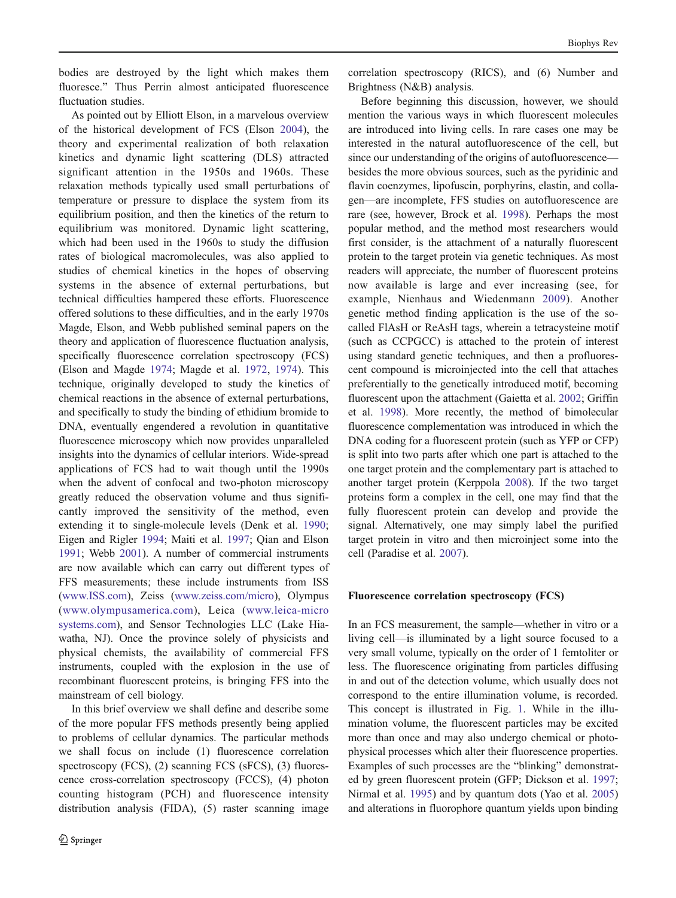bodies are destroyed by the light which makes them fluoresce." Thus Perrin almost anticipated fluorescence fluctuation studies.

As pointed out by Elliott Elson, in a marvelous overview of the historical development of FCS (Elson 2004), the theory and experimental realization of both relaxation kinetics and dynamic light scattering (DLS) attracted significant attention in the 1950s and 1960s. These relaxation methods typically used small perturbations of temperature or pressure to displace the system from its equilibrium position, and then the kinetics of the return to equilibrium was monitored. Dynamic light scattering, which had been used in the 1960s to study the diffusion rates of biological macromolecules, was also applied to studies of chemical kinetics in the hopes of observing systems in the absence of external perturbations, but technical difficulties hampered these efforts. Fluorescence offered solutions to these difficulties, and in the early 1970s Magde, Elson, and Webb published seminal papers on the theory and application of fluorescence fluctuation analysis, specifically fluorescence correlation spectroscopy (FCS) (Elson and Magde 1974; Magde et al. 1972, 1974). This technique, originally developed to study the kinetics of chemical reactions in the absence of external perturbations, and specifically to study the binding of ethidium bromide to DNA, eventually engendered a revolution in quantitative fluorescence microscopy which now provides unparalleled insights into the dynamics of cellular interiors. Wide-spread applications of FCS had to wait though until the 1990s when the advent of confocal and two-photon microscopy greatly reduced the observation volume and thus significantly improved the sensitivity of the method, even extending it to single-molecule levels (Denk et al. 1990; Eigen and Rigler 1994; Maiti et al. 1997; Qian and Elson 1991; Webb 2001). A number of commercial instruments are now available which can carry out different types of FFS measurements; these include instruments from ISS (www.ISS.com), Zeiss (www.zeiss.com/micro), Olympus (www.olympusamerica.com), Leica (www.leica-microsystems.com), and Sensor Technologies LLC (Lake Hiawatha, NJ). Once the province solely of physicists and physical chemists, the availability of commercial FFS instruments, coupled with the explosion in the use of recombinant fluorescent proteins, is bringing FFS into the mainstream of cell biology.

In this brief overview we shall define and describe some of the more popular FFS methods presently being applied to problems of cellular dynamics. The particular methods we shall focus on include (1) fluorescence correlation spectroscopy (FCS), (2) scanning FCS (sFCS), (3) fluorescence cross-correlation spectroscopy (FCCS), (4) photon counting histogram (PCH) and fluorescence intensity distribution analysis (FIDA), (5) raster scanning image correlation spectroscopy (RICS), and (6) Number and Brightness (N&B) analysis.

Before beginning this discussion, however, we should mention the various ways in which fluorescent molecules are introduced into living cells. In rare cases one may be interested in the natural autofluorescence of the cell, but since our understanding of the origins of autofluorescence—besides the more obvious sources, such as the pyridinic and flavin coenzymes, lipofuscin, porphyrins, elastin, and collagen—are incomplete, FFS studies on autofluorescence are rare (see, however, Brock et al. 1998). Perhaps the most popular method, and the method most researchers would first consider, is the attachment of a naturally fluorescent protein to the target protein via genetic techniques. As most readers will appreciate, the number of fluorescent proteins now available is large and ever increasing (see, for example, Nienhaus and Wiedenmann 2009). Another genetic method finding application is the use of the so-called FlAsH or ReAsH tags, wherein a tetracysteine motif (such as CCPGCC) is attached to the protein of interest using standard genetic techniques, and then a profluorescent compound is microinjected into the cell that attaches preferentially to the genetically introduced motif, becoming fluorescent upon the attachment (Gaietta et al. 2002; Griffin et al. 1998). More recently, the method of bimolecular fluorescence complementation was introduced in which the DNA coding for a fluorescent protein (such as YFP or CFP) is split into two parts after which one part is attached to the one target protein and the complementary part is attached to another target protein (Kerppola 2008). If the two target proteins form a complex in the cell, one may find that the fully fluorescent protein can develop and provide the signal. Alternatively, one may simply label the purified target protein in vitro and then microinject some into the cell (Paradise et al. 2007).

## Fluorescence correlation spectroscopy (FCS)

In an FCS measurement, the sample—whether in vitro or a living cell—is illuminated by a light source focused to a very small volume, typically on the order of 1 femtoliter or less. The fluorescence originating from particles diffusing in and out of the detection volume, which usually does not correspond to the entire illumination volume, is recorded. This concept is illustrated in Fig. 1. While in the illumination volume, the fluorescent particles may be excited more than once and may also undergo chemical or photophysical processes which alter their fluorescence properties. Examples of such processes are the "blinking" demonstrated by green fluorescent protein (GFP; Dickson et al. 1997; Nirmal et al. 1995) and by quantum dots (Yao et al. 2005) and alterations in fluorophore quantum yields upon binding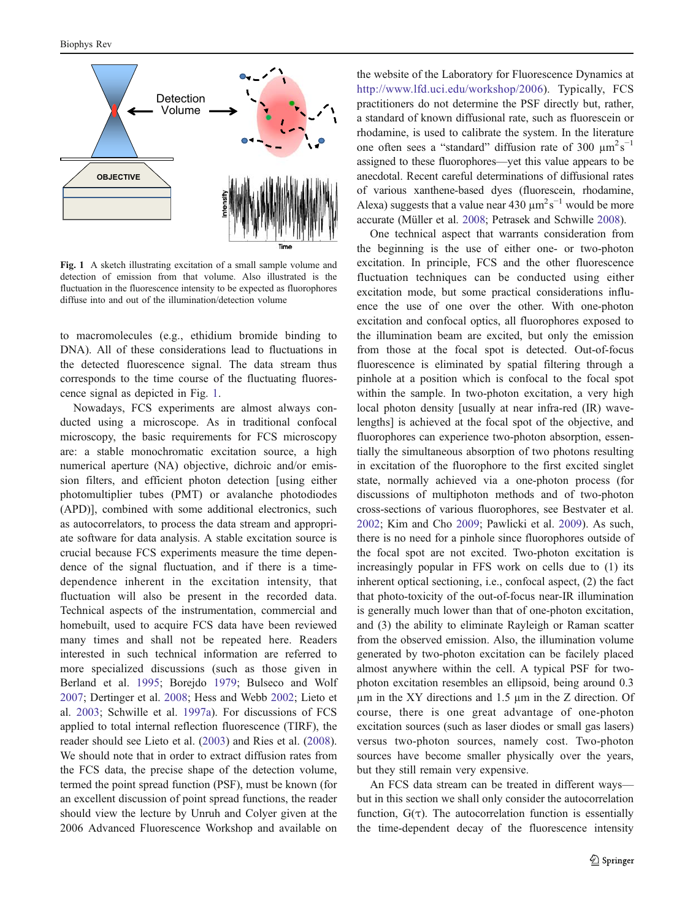Fig. 1 A sketch illustrating excitation of a small sample volume and detection of emission from that volume. Also illustrated is the fluctuation in the fluorescence intensity to be expected as fluorophores diffuse into and out of the illumination/detection volume

to macromolecules (e.g., ethidium bromide binding to DNA). All of these considerations lead to fluctuations in the detected fluorescence signal. The data stream thus corresponds to the time course of the fluctuating fluorescence signal as depicted in Fig. 1.

Nowadays, FCS experiments are almost always conducted using a microscope. As in traditional confocal microscopy, the basic requirements for FCS microscopy are: a stable monochromatic excitation source, a high numerical aperture (NA) objective, dichroic and/or emission filters, and efficient photon detection [using either photomultiplier tubes (PMT) or avalanche photodiodes (APD)], combined with some additional electronics, such as autocorrelators, to process the data stream and appropriate software for data analysis. A stable excitation source is crucial because FCS experiments measure the time dependence of the signal fluctuation, and if there is a time-dependence inherent in the excitation intensity, that fluctuation will also be present in the recorded data. Technical aspects of the instrumentation, commercial and homebuilt, used to acquire FCS data have been reviewed many times and shall not be repeated here. Readers interested in such technical information are referred to more specialized discussions (such as those given in Berland et al. 1995; Borejdo 1979; Bulseco and Wolf 2007; Dertinger et al. 2008; Hess and Webb 2002; Lieto et al. 2003; Schwille et al. 1997a). For discussions of FCS applied to total internal reflection fluorescence (TIRF), the reader should see Lieto et al. (2003) and Ries et al. (2008). We should note that in order to extract diffusion rates from the FCS data, the precise shape of the detection volume, termed the point spread function (PSF), must be known (for an excellent discussion of point spread functions, the reader should view the lecture by Unruh and Colyer given at the 2006 Advanced Fluorescence Workshop and available on the website of the Laboratory for Fluorescence Dynamics at http://www.lfd.uci.edu/workshop/2006). Typically, FCS practitioners do not determine the PSF directly but, rather, a standard of known diffusional rate, such as fluorescein or rhodamine, is used to calibrate the system. In the literature one often sees a "standard" diffusion rate of 300 $\mu m^2 s^{-1}$ assigned to these fluorophores—yet this value appears to be anecdotal. Recent careful determinations of diffusional rates of various xanthene-based dyes (fluorescein, rhodamine, Alexa) suggests that a value near 430 $\mu m^2 s^{-1}$ would be more accurate (Müller et al. 2008; Petrasek and Schwille 2008).

One technical aspect that warrants consideration from the beginning is the use of either one- or two-photon excitation. In principle, FCS and the other fluorescence fluctuation techniques can be conducted using either excitation mode, but some practical considerations influence the use of one over the other. With one-photon excitation and confocal optics, all fluorophores exposed to the illumination beam are excited, but only the emission from those at the focal spot is detected. Out-of-focus fluorescence is eliminated by spatial filtering through a pinhole at a position which is confocal to the focal spot within the sample. In two-photon excitation, a very high local photon density [usually at near infra-red (IR) wavelengths] is achieved at the focal spot of the objective, and fluorophores can experience two-photon absorption, essentially the simultaneous absorption of two photons resulting in excitation of the fluorophore to the first excited singlet state, normally achieved via a one-photon process (for discussions of multiphoton methods and of two-photon cross-sections of various fluorophores, see Bestvater et al. 2002; Kim and Cho 2009; Pawlicki et al. 2009). As such, there is no need for a pinhole since fluorophores outside of the focal spot are not excited. Two-photon excitation is increasingly popular in FFS work on cells due to (1) its inherent optical sectioning, i.e., confocal aspect, (2) the fact that photo-toxicity of the out-of-focus near-IR illumination is generally much lower than that of one-photon excitation, and (3) the ability to eliminate Rayleigh or Raman scatter from the observed emission. Also, the illumination volume generated by two-photon excitation can be facilely placed almost anywhere within the cell. A typical PSF for two-photon excitation resembles an ellipsoid, being around 0.3 µm in the XY directions and 1.5 µm in the Z direction. Of course, there is one great advantage of one-photon excitation sources (such as laser diodes or small gas lasers) versus two-photon sources, namely cost. Two-photon sources have become smaller physically over the years, but they still remain very expensive.

An FCS data stream can be treated in different ways—but in this section we shall only consider the autocorrelation function, $G(\tau)$. The autocorrelation function is essentially the time-dependent decay of the fluorescence intensity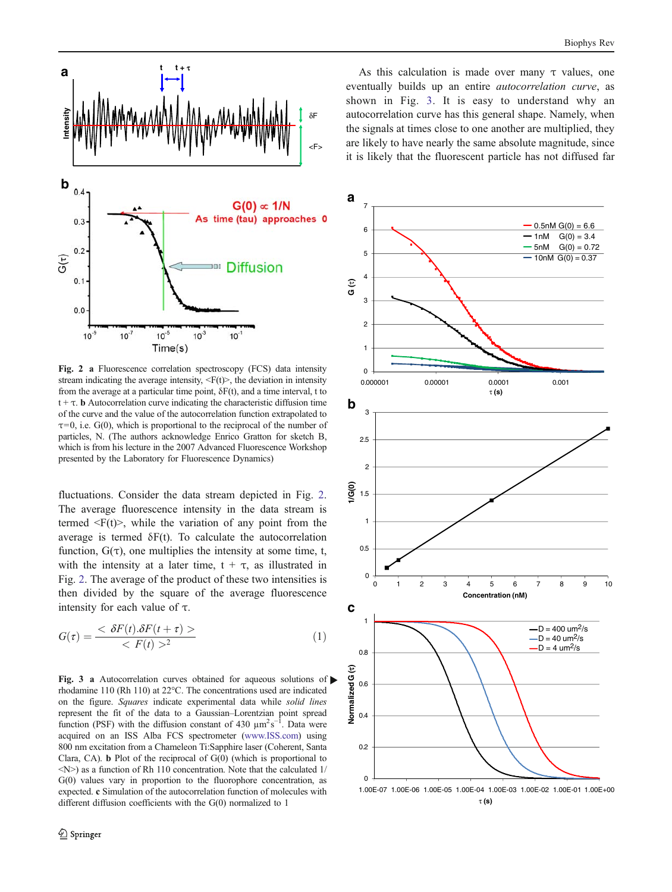**Fig. 2** **a** Fluorescence correlation spectroscopy (FCS) data intensity stream indicating the average intensity, $<F(t)>$, the deviation in intensity from the average at a particular time point, $\delta F(t)$, and a time interval, t to $t+\tau$. **b** Autocorrelation curve indicating the characteristic diffusion time of the curve and the value of the autocorrelation function extrapolated to $\tau=0$, i.e. G(0), which is proportional to the reciprocal of the number of particles, N. (The authors acknowledge Enrico Gratton for sketch B, which is from his lecture in the 2007 Advanced Fluorescence Workshop presented by the Laboratory for Fluorescence Dynamics)

fluctuations. Consider the data stream depicted in Fig. 2. The average fluorescence intensity in the data stream is termed $<F(t)>$, while the variation of any point from the average is termed $\delta F(t)$. To calculate the autocorrelation function, $G(\tau)$, one multiplies the intensity at some time, t, with the intensity at a later time, $t+\tau$, as illustrated in Fig. 2. The average of the product of these two intensities is then divided by the square of the average fluorescence intensity for each value of $\tau$.

$$G(\tau) = \frac{<\delta F(t).\delta F(t+\tau)>}{<F(t)>^2} \tag{1}$$

As this calculation is made over many $\tau$ values, one eventually builds up an entire *autocorrelation curve*, as shown in Fig. 3. It is easy to understand why an autocorrelation curve has this general shape. Namely, when the signals at times close to one another are multiplied, they are likely to have nearly the same absolute magnitude, since it is likely that the fluorescent particle has not diffused far

**Fig. 3** **a** Autocorrelation curves obtained for aqueous solutions of rhodamine 110 (Rh 110) at 22°C. The concentrations used are indicated on the figure. *Squares* indicate experimental data while *solid lines* represent the fit of the data to a Gaussian–Lorentzian point spread function (PSF) with the diffusion constant of 430 $\mu m^2 s^{-1}$. Data were acquired on an ISS Alba FCS spectrometer (www.ISS.com) using 800 nm excitation from a Chameleon Ti:Sapphire laser (Coherent, Santa Clara, CA). **b** Plot of the reciprocal of G(0) (which is proportional to $<N>$) as a function of Rh 110 concentration. Note that the calculated 1/G(0) values vary in proportion to the fluorophore concentration, as expected. **c** Simulation of the autocorrelation function of molecules with different diffusion coefficients with the G(0) normalized to 1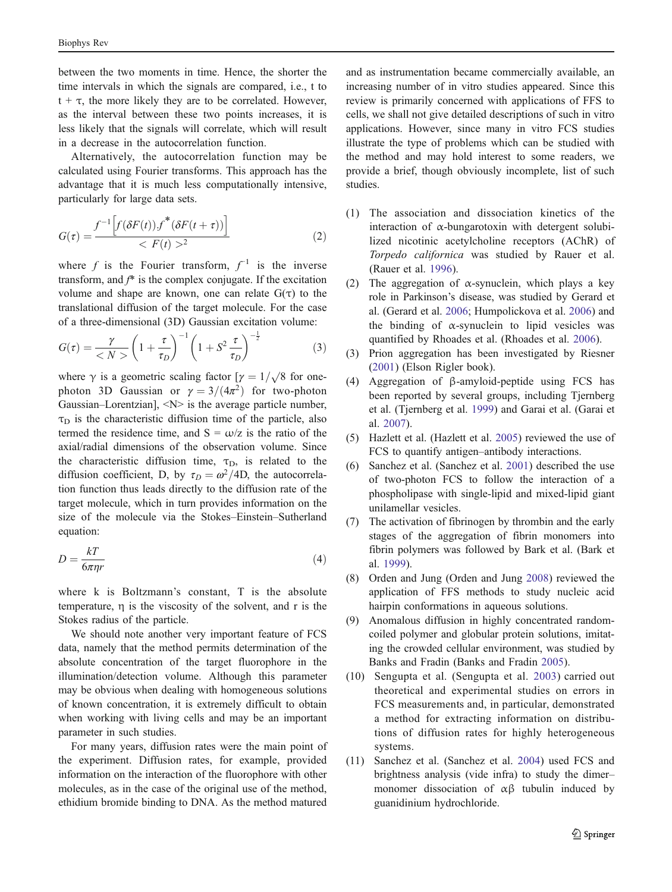between the two moments in time. Hence, the shorter the time intervals in which the signals are compared, i.e., t to t + τ, the more likely they are to be correlated. However, as the interval between these two points increases, it is less likely that the signals will correlate, which will result in a decrease in the autocorrelation function.

Alternatively, the autocorrelation function may be calculated using Fourier transforms. This approach has the advantage that it is much less computationally intensive, particularly for large data sets.

$$G(\tau) = \frac{f^{-1}\left[f(\delta F(t)).f^{*}(\delta F(t+\tau))\right]}{< F(t) >^{2}} \tag{2}$$

where $f$ is the Fourier transform, $f^{-1}$ is the inverse transform, and $f^{*}$ is the complex conjugate. If the excitation volume and shape are known, one can relate G(τ) to the translational diffusion of the target molecule. For the case of a three-dimensional (3D) Gaussian excitation volume:

$$G(\tau) = \frac{\gamma}{< N >}\left(1+\frac{\tau}{\tau_{D}}\right)^{-1}\left(1+S^{2}\frac{\tau}{\tau_{D}}\right)^{-\frac{1}{2}} \tag{3}$$

where γ is a geometric scaling factor [$\gamma = 1/\sqrt{8}$ for one-photon 3D Gaussian or $\gamma = 3/(4\pi^{2})$ for two-photon Gaussian–Lorentzian], <N> is the average particle number, $\tau_D$ is the characteristic diffusion time of the particle, also termed the residence time, and S = ω/z is the ratio of the axial/radial dimensions of the observation volume. Since the characteristic diffusion time, $\tau_D$, is related to the diffusion coefficient, D, by $\tau_D = \omega^2/4D$, the autocorrelation function thus leads directly to the diffusion rate of the target molecule, which in turn provides information on the size of the molecule via the Stokes–Einstein–Sutherland equation:

$$D = \frac{kT}{6\pi\eta r} \tag{4}$$

where k is Boltzmann's constant, T is the absolute temperature, η is the viscosity of the solvent, and r is the Stokes radius of the particle.

We should note another very important feature of FCS data, namely that the method permits determination of the absolute concentration of the target fluorophore in the illumination/detection volume. Although this parameter may be obvious when dealing with homogeneous solutions of known concentration, it is extremely difficult to obtain when working with living cells and may be an important parameter in such studies.

For many years, diffusion rates were the main point of the experiment. Diffusion rates, for example, provided information on the interaction of the fluorophore with other molecules, as in the case of the original use of the method, ethidium bromide binding to DNA. As the method matured and as instrumentation became commercially available, an increasing number of in vitro studies appeared. Since this review is primarily concerned with applications of FFS to cells, we shall not give detailed descriptions of such in vitro applications. However, since many in vitro FCS studies illustrate the type of problems which can be studied with the method and may hold interest to some readers, we provide a brief, though obviously incomplete, list of such studies.

(1) The association and dissociation kinetics of the interaction of α-bungarotoxin with detergent solubilized nicotinic acetylcholine receptors (AChR) of *Torpedo californica* was studied by Rauer et al. (Rauer et al. 1996).
(2) The aggregation of α-synuclein, which plays a key role in Parkinson's disease, was studied by Gerard et al. (Gerard et al. 2006; Humpolickova et al. 2006) and the binding of α-synuclein to lipid vesicles was quantified by Rhoades et al. (Rhoades et al. 2006).
(3) Prion aggregation has been investigated by Riesner (2001) (Elson Rigler book).
(4) Aggregation of β-amyloid-peptide using FCS has been reported by several groups, including Tjernberg et al. (Tjernberg et al. 1999) and Garai et al. (Garai et al. 2007).
(5) Hazlett et al. (Hazlett et al. 2005) reviewed the use of FCS to quantify antigen–antibody interactions.
(6) Sanchez et al. (Sanchez et al. 2001) described the use of two-photon FCS to follow the interaction of a phospholipase with single-lipid and mixed-lipid giant unilamellar vesicles.
(7) The activation of fibrinogen by thrombin and the early stages of the aggregation of fibrin monomers into fibrin polymers was followed by Bark et al. (Bark et al. 1999).
(8) Orden and Jung (Orden and Jung 2008) reviewed the application of FFS methods to study nucleic acid hairpin conformations in aqueous solutions.
(9) Anomalous diffusion in highly concentrated random-coiled polymer and globular protein solutions, imitating the crowded cellular environment, was studied by Banks and Fradin (Banks and Fradin 2005).
(10) Sengupta et al. (Sengupta et al. 2003) carried out theoretical and experimental studies on errors in FCS measurements and, in particular, demonstrated a method for extracting information on distributions of diffusion rates for highly heterogeneous systems.
(11) Sanchez et al. (Sanchez et al. 2004) used FCS and brightness analysis (vide infra) to study the dimer–monomer dissociation of αβ tubulin induced by guanidinium hydrochloride.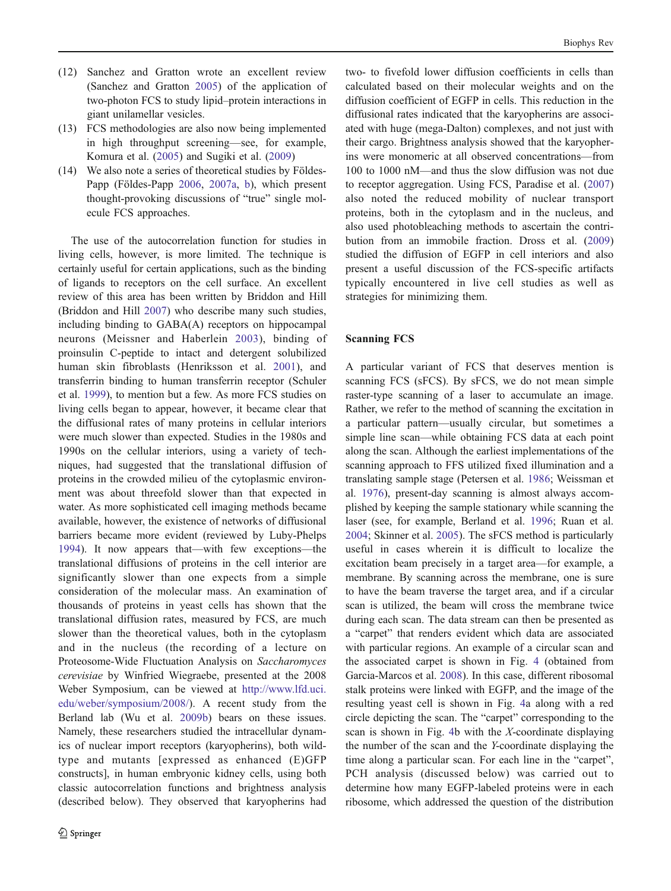(12) Sanchez and Gratton wrote an excellent review (Sanchez and Gratton 2005) of the application of two-photon FCS to study lipid–protein interactions in giant unilamellar vesicles.
(13) FCS methodologies are also now being implemented in high throughput screening—see, for example, Komura et al. (2005) and Sugiki et al. (2009)
(14) We also note a series of theoretical studies by Földes-Papp (Földes-Papp 2006, 2007a, b), which present thought-provoking discussions of "true" single molecule FCS approaches.

The use of the autocorrelation function for studies in living cells, however, is more limited. The technique is certainly useful for certain applications, such as the binding of ligands to receptors on the cell surface. An excellent review of this area has been written by Briddon and Hill (Briddon and Hill 2007) who describe many such studies, including binding to GABA(A) receptors on hippocampal neurons (Meissner and Haberlein 2003), binding of proinsulin C-peptide to intact and detergent solubilized human skin fibroblasts (Henriksson et al. 2001), and transferrin binding to human transferrin receptor (Schuler et al. 1999), to mention but a few. As more FCS studies on living cells began to appear, however, it became clear that the diffusional rates of many proteins in cellular interiors were much slower than expected. Studies in the 1980s and 1990s on the cellular interiors, using a variety of techniques, had suggested that the translational diffusion of proteins in the crowded milieu of the cytoplasmic environment was about threefold slower than that expected in water. As more sophisticated cell imaging methods became available, however, the existence of networks of diffusional barriers became more evident (reviewed by Luby-Phelps 1994). It now appears that—with few exceptions—the translational diffusions of proteins in the cell interior are significantly slower than one expects from a simple consideration of the molecular mass. An examination of thousands of proteins in yeast cells has shown that the translational diffusion rates, measured by FCS, are much slower than the theoretical values, both in the cytoplasm and in the nucleus (the recording of a lecture on Proteosome-Wide Fluctuation Analysis on *Saccharomyces cerevisiae* by Winfried Wiegraebe, presented at the 2008 Weber Symposium, can be viewed at http://www.lfd.uci.edu/weber/symposium/2008/). A recent study from the Berland lab (Wu et al. 2009b) bears on these issues. Namely, these researchers studied the intracellular dynamics of nuclear import receptors (karyopherins), both wild-type and mutants [expressed as enhanced (E)GFP constructs], in human embryonic kidney cells, using both classic autocorrelation functions and brightness analysis (described below). They observed that karyopherins had two- to fivefold lower diffusion coefficients in cells than calculated based on their molecular weights and on the diffusion coefficient of EGFP in cells. This reduction in the diffusional rates indicated that the karyopherins are associated with huge (mega-Dalton) complexes, and not just with their cargo. Brightness analysis showed that the karyopherins were monomeric at all observed concentrations—from 100 to 1000 nM—and thus the slow diffusion was not due to receptor aggregation. Using FCS, Paradise et al. (2007) also noted the reduced mobility of nuclear transport proteins, both in the cytoplasm and in the nucleus, and also used photobleaching methods to ascertain the contribution from an immobile fraction. Dross et al. (2009) studied the diffusion of EGFP in cell interiors and also present a useful discussion of the FCS-specific artifacts typically encountered in live cell studies as well as strategies for minimizing them.

## Scanning FCS

A particular variant of FCS that deserves mention is scanning FCS (sFCS). By sFCS, we do not mean simple raster-type scanning of a laser to accumulate an image. Rather, we refer to the method of scanning the excitation in a particular pattern—usually circular, but sometimes a simple line scan—while obtaining FCS data at each point along the scan. Although the earliest implementations of the scanning approach to FFS utilized fixed illumination and a translating sample stage (Petersen et al. 1986; Weissman et al. 1976), present-day scanning is almost always accomplished by keeping the sample stationary while scanning the laser (see, for example, Berland et al. 1996; Ruan et al. 2004; Skinner et al. 2005). The sFCS method is particularly useful in cases wherein it is difficult to localize the excitation beam precisely in a target area—for example, a membrane. By scanning across the membrane, one is sure to have the beam traverse the target area, and if a circular scan is utilized, the beam will cross the membrane twice during each scan. The data stream can then be presented as a "carpet" that renders evident which data are associated with particular regions. An example of a circular scan and the associated carpet is shown in Fig. 4 (obtained from Garcia-Marcos et al. 2008). In this case, different ribosomal stalk proteins were linked with EGFP, and the image of the resulting yeast cell is shown in Fig. 4a along with a red circle depicting the scan. The "carpet" corresponding to the scan is shown in Fig. 4b with the *X*-coordinate displaying the number of the scan and the *Y*-coordinate displaying the time along a particular scan. For each line in the "carpet", PCH analysis (discussed below) was carried out to determine how many EGFP-labeled proteins were in each ribosome, which addressed the question of the distribution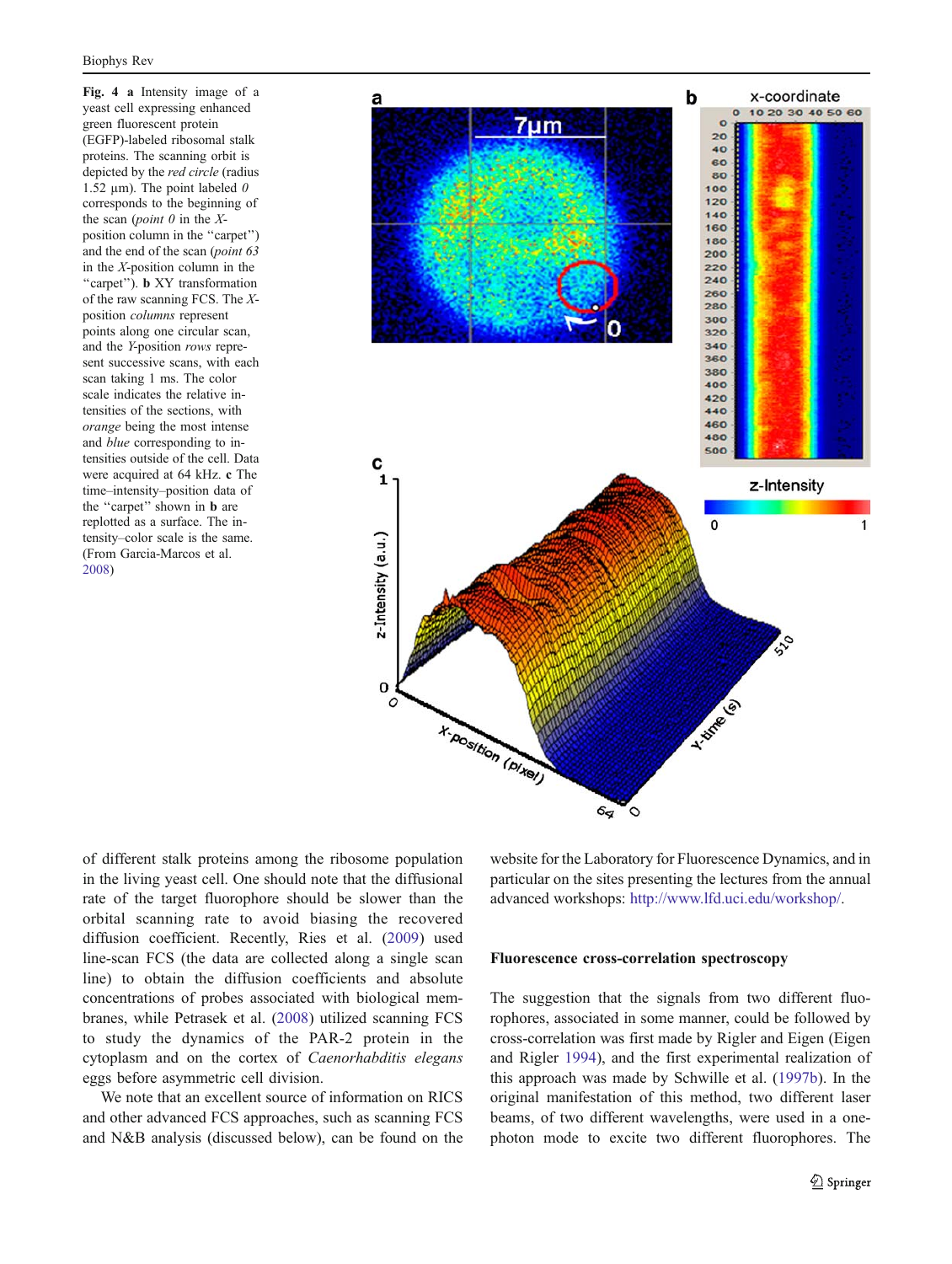**Fig. 4** **a** Intensity image of a yeast cell expressing enhanced green fluorescent protein (EGFP)-labeled ribosomal stalk proteins. The scanning orbit is depicted by the *red circle* (radius 1.52 µm). The point labeled *0* corresponds to the beginning of the scan (*point 0* in the *X*-position column in the "carpet") and the end of the scan (*point 63* in the *X*-position column in the "carpet"). **b** XY transformation of the raw scanning FCS. The *X*-position *columns* represent points along one circular scan, and the *Y*-position *rows* represent successive scans, with each scan taking 1 ms. The color scale indicates the relative intensities of the sections, with *orange* being the most intense and *blue* corresponding to intensities outside of the cell. Data were acquired at 64 kHz. **c** The time–intensity–position data of the "carpet" shown in **b** are replotted as a surface. The intensity–color scale is the same. (From Garcia-Marcos et al. 2008)

of different stalk proteins among the ribosome population in the living yeast cell. One should note that the diffusional rate of the target fluorophore should be slower than the orbital scanning rate to avoid biasing the recovered diffusion coefficient. Recently, Ries et al. (2009) used line-scan FCS (the data are collected along a single scan line) to obtain the diffusion coefficients and absolute concentrations of probes associated with biological membranes, while Petrasek et al. (2008) utilized scanning FCS to study the dynamics of the PAR-2 protein in the cytoplasm and on the cortex of *Caenorhabditis elegans* eggs before asymmetric cell division.

We note that an excellent source of information on RICS and other advanced FCS approaches, such as scanning FCS and N&B analysis (discussed below), can be found on the website for the Laboratory for Fluorescence Dynamics, and in particular on the sites presenting the lectures from the annual advanced workshops: http://www.lfd.uci.edu/workshop/.

## Fluorescence cross-correlation spectroscopy

The suggestion that the signals from two different fluorophores, associated in some manner, could be followed by cross-correlation was first made by Rigler and Eigen (Eigen and Rigler 1994), and the first experimental realization of this approach was made by Schwille et al. (1997b). In the original manifestation of this method, two different laser beams, of two different wavelengths, were used in a one-photon mode to excite two different fluorophores. The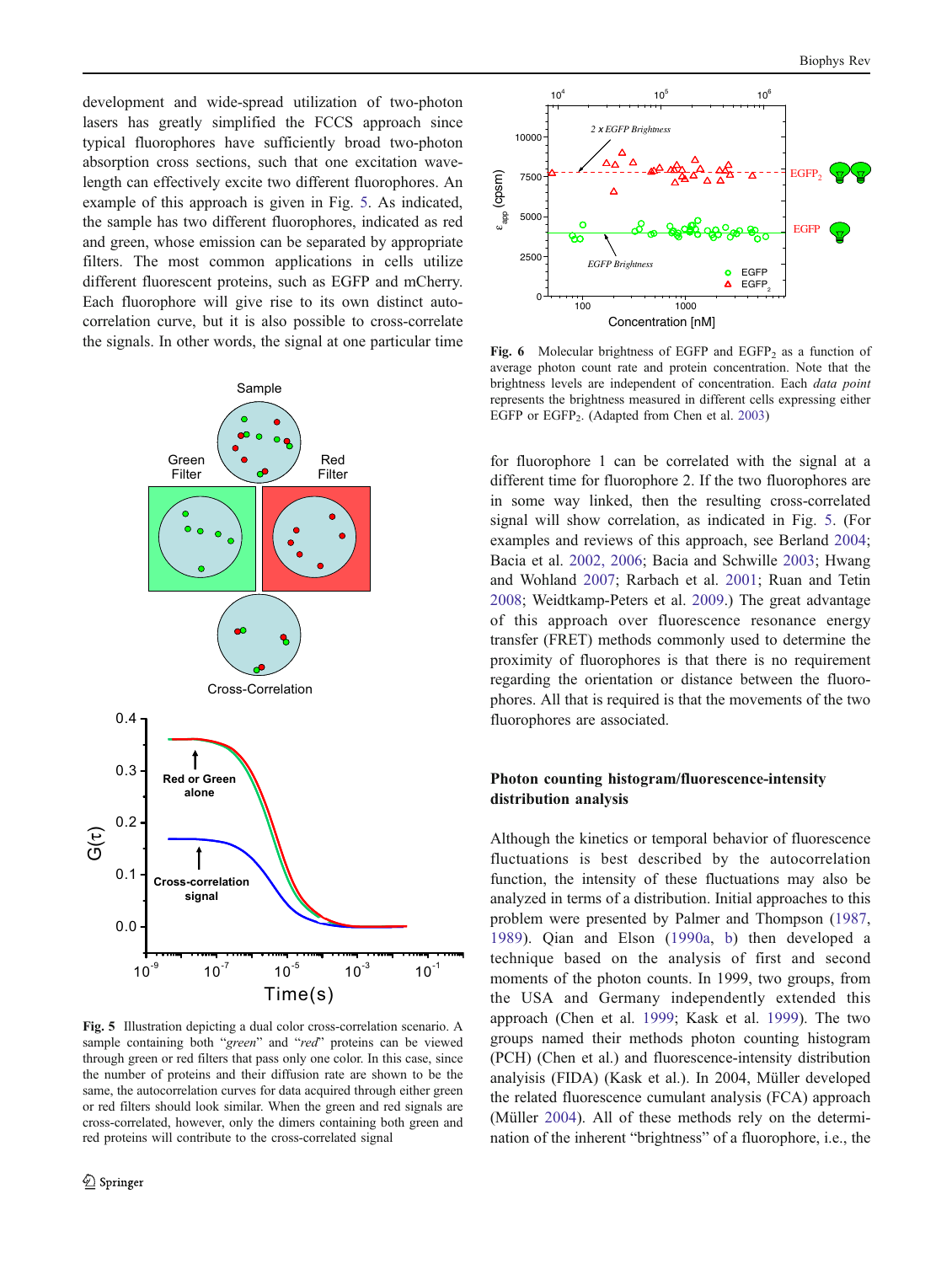development and wide-spread utilization of two-photon lasers has greatly simplified the FCCS approach since typical fluorophores have sufficiently broad two-photon absorption cross sections, such that one excitation wavelength can effectively excite two different fluorophores. An example of this approach is given in Fig. 5. As indicated, the sample has two different fluorophores, indicated as red and green, whose emission can be separated by appropriate filters. The most common applications in cells utilize different fluorescent proteins, such as EGFP and mCherry. Each fluorophore will give rise to its own distinct autocorrelation curve, but it is also possible to cross-correlate the signals. In other words, the signal at one particular time for fluorophore 1 can be correlated with the signal at a different time for fluorophore 2. If the two fluorophores are in some way linked, then the resulting cross-correlated signal will show correlation, as indicated in Fig. 5. (For examples and reviews of this approach, see Berland 2004; Bacia et al. 2002, 2006; Bacia and Schwille 2003; Hwang and Wohland 2007; Rarbach et al. 2001; Ruan and Tetin 2008; Weidtkamp-Peters et al. 2009.) The great advantage of this approach over fluorescence resonance energy transfer (FRET) methods commonly used to determine the proximity of fluorophores is that there is no requirement regarding the orientation or distance between the fluorophores. All that is required is that the movements of the two fluorophores are associated.

**Fig. 5** Illustration depicting a dual color cross-correlation scenario. A sample containing both "*green*" and "*red*" proteins can be viewed through green or red filters that pass only one color. In this case, since the number of proteins and their diffusion rate are shown to be the same, the autocorrelation curves for data acquired through either green or red filters should look similar. When the green and red signals are cross-correlated, however, only the dimers containing both green and red proteins will contribute to the cross-correlated signal

**Fig. 6** Molecular brightness of EGFP and $EGFP_2$ as a function of average photon count rate and protein concentration. Note that the brightness levels are independent of concentration. Each *data point* represents the brightness measured in different cells expressing either EGFP or $EGFP_2$. (Adapted from Chen et al. 2003)

### Photon counting histogram/fluorescence-intensity distribution analysis

Although the kinetics or temporal behavior of fluorescence fluctuations is best described by the autocorrelation function, the intensity of these fluctuations may also be analyzed in terms of a distribution. Initial approaches to this problem were presented by Palmer and Thompson (1987, 1989). Qian and Elson (1990a, b) then developed a technique based on the analysis of first and second moments of the photon counts. In 1999, two groups, from the USA and Germany independently extended this approach (Chen et al. 1999; Kask et al. 1999). The two groups named their methods photon counting histogram (PCH) (Chen et al.) and fluorescence-intensity distribution analyisis (FIDA) (Kask et al.). In 2004, Müller developed the related fluorescence cumulant analysis (FCA) approach (Müller 2004). All of these methods rely on the determination of the inherent "brightness" of a fluorophore, i.e., the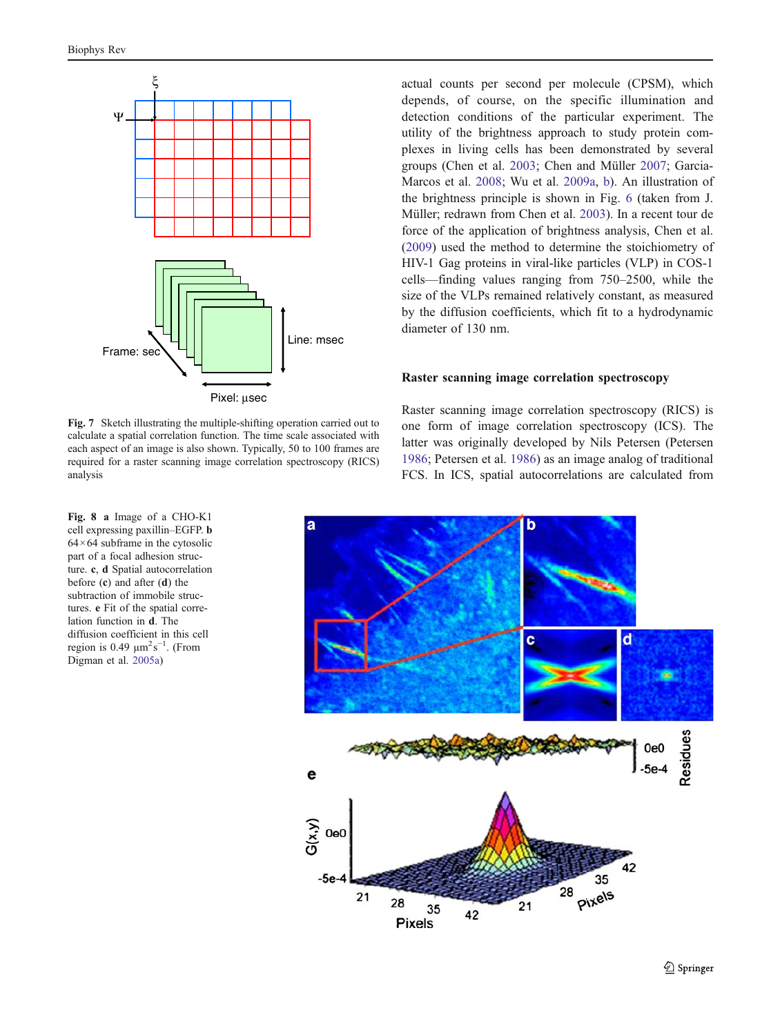Fig. 7 Sketch illustrating the multiple-shifting operation carried out to calculate a spatial correlation function. The time scale associated with each aspect of an image is also shown. Typically, 50 to 100 frames are required for a raster scanning image correlation spectroscopy (RICS) analysis

actual counts per second per molecule (CPSM), which depends, of course, on the specific illumination and detection conditions of the particular experiment. The utility of the brightness approach to study protein complexes in living cells has been demonstrated by several groups (Chen et al. 2003; Chen and Müller 2007; Garcia-Marcos et al. 2008; Wu et al. 2009a, b). An illustration of the brightness principle is shown in Fig. 6 (taken from J. Müller; redrawn from Chen et al. 2003). In a recent tour de force of the application of brightness analysis, Chen et al. (2009) used the method to determine the stoichiometry of HIV-1 Gag proteins in viral-like particles (VLP) in COS-1 cells—finding values ranging from 750–2500, while the size of the VLPs remained relatively constant, as measured by the diffusion coefficients, which fit to a hydrodynamic diameter of 130 nm.

### Raster scanning image correlation spectroscopy

Raster scanning image correlation spectroscopy (RICS) is one form of image correlation spectroscopy (ICS). The latter was originally developed by Nils Petersen (Petersen 1986; Petersen et al. 1986) as an image analog of traditional FCS. In ICS, spatial autocorrelations are calculated from

Fig. 8 a Image of a CHO-K1 cell expressing paxillin–EGFP. b 64×64 subframe in the cytosolic part of a focal adhesion structure. c, d Spatial autocorrelation before (c) and after (d) the subtraction of immobile structures. e Fit of the spatial correlation function in d. The diffusion coefficient in this cell region is 0.49 $\mu m^2 s^{-1}$. (From Digman et al. 2005a)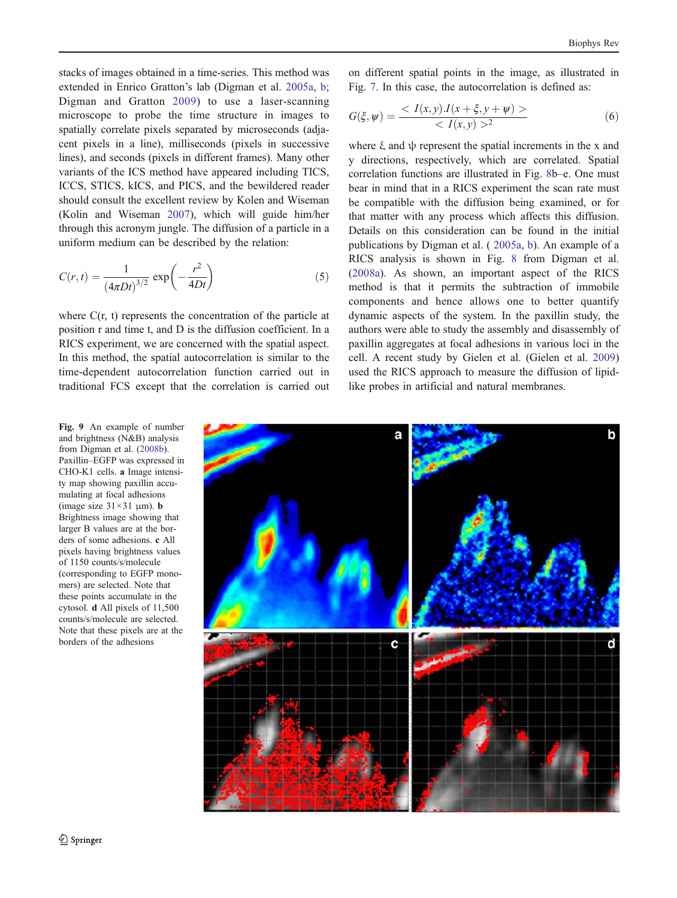stacks of images obtained in a time-series. This method was extended in Enrico Gratton's lab (Digman et al. 2005a, b; Digman and Gratton 2009) to use a laser-scanning microscope to probe the time structure in images to spatially correlate pixels separated by microseconds (adjacent pixels in a line), milliseconds (pixels in successive lines), and seconds (pixels in different frames). Many other variants of the ICS method have appeared including TICS, ICCS, STICS, kICS, and PICS, and the bewildered reader should consult the excellent review by Kolen and Wiseman (Kolin and Wiseman 2007), which will guide him/her through this acronym jungle. The diffusion of a particle in a uniform medium can be described by the relation:

$$C(r,t) = \frac{1}{(4\pi Dt)^{3/2}} \exp\left(-\frac{r^2}{4Dt}\right) \tag{5}$$

where C(r, t) represents the concentration of the particle at position r and time t, and D is the diffusion coefficient. In a RICS experiment, we are concerned with the spatial aspect. In this method, the spatial autocorrelation is similar to the time-dependent autocorrelation function carried out in traditional FCS except that the correlation is carried out on different spatial points in the image, as illustrated in Fig. 7. In this case, the autocorrelation is defined as:

$$G(\xi,\psi) = \frac{< I(x,y).I(x+\xi,y+\psi) >}{< I(x,y) >^2} \tag{6}$$

where ξ and ψ represent the spatial increments in the x and y directions, respectively, which are correlated. Spatial correlation functions are illustrated in Fig. 8b–e. One must bear in mind that in a RICS experiment the scan rate must be compatible with the diffusion being examined, or for that matter with any process which affects this diffusion. Details on this consideration can be found in the initial publications by Digman et al. ( 2005a, b). An example of a RICS analysis is shown in Fig. 8 from Digman et al. (2008a). As shown, an important aspect of the RICS method is that it permits the subtraction of immobile components and hence allows one to better quantify dynamic aspects of the system. In the paxillin study, the authors were able to study the assembly and disassembly of paxillin aggregates at focal adhesions in various loci in the cell. A recent study by Gielen et al. (Gielen et al. 2009) used the RICS approach to measure the diffusion of lipid-like probes in artificial and natural membranes.

**Fig. 9** An example of number and brightness (N&B) analysis from Digman et al. (2008b). Paxillin–EGFP was expressed in CHO-K1 cells. **a** Image intensity map showing paxillin accumulating at focal adhesions (image size 31×31 μm). **b** Brightness image showing that larger B values are at the borders of some adhesions. **c** All pixels having brightness values of 1150 counts/s/molecule (corresponding to EGFP monomers) are selected. Note that these points accumulate in the cytosol. **d** All pixels of 11,500 counts/s/molecule are selected. Note that these pixels are at the borders of the adhesions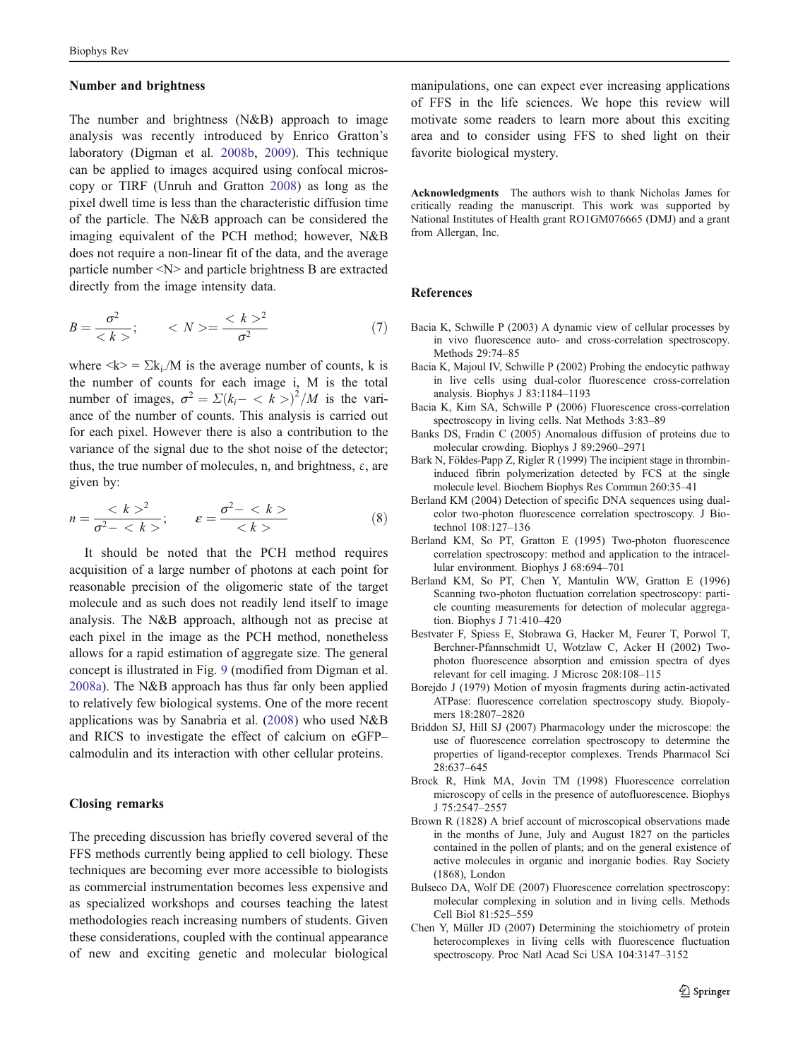### Number and brightness

The number and brightness (N&B) approach to image analysis was recently introduced by Enrico Gratton's laboratory (Digman et al. 2008b, 2009). This technique can be applied to images acquired using confocal microscopy or TIRF (Unruh and Gratton 2008) as long as the pixel dwell time is less than the characteristic diffusion time of the particle. The N&B approach can be considered the imaging equivalent of the PCH method; however, N&B does not require a non-linear fit of the data, and the average particle number <N> and particle brightness B are extracted directly from the image intensity data.

$$B = \frac{\sigma^2}{< k >}; \qquad < N > = \frac{< k >^2}{\sigma^2} \tag{7}$$

where $<k> = \Sigma k_i/M$ is the average number of counts, k is the number of counts for each image i, M is the total number of images, $\sigma^2 = \Sigma(k_i - < k >)^2/M$ is the variance of the number of counts. This analysis is carried out for each pixel. However there is also a contribution to the variance of the signal due to the shot noise of the detector; thus, the true number of molecules, n, and brightness, $\varepsilon$, are given by:

$$n = \frac{< k >^2}{\sigma^2 - < k >}; \qquad \varepsilon = \frac{\sigma^2 - < k >}{< k >} \tag{8}$$

It should be noted that the PCH method requires acquisition of a large number of photons at each point for reasonable precision of the oligomeric state of the target molecule and as such does not readily lend itself to image analysis. The N&B approach, although not as precise at each pixel in the image as the PCH method, nonetheless allows for a rapid estimation of aggregate size. The general concept is illustrated in Fig. 9 (modified from Digman et al. 2008a). The N&B approach has thus far only been applied to relatively few biological systems. One of the more recent applications was by Sanabria et al. (2008) who used N&B and RICS to investigate the effect of calcium on eGFP–calmodulin and its interaction with other cellular proteins.

### Closing remarks

The preceding discussion has briefly covered several of the FFS methods currently being applied to cell biology. These techniques are becoming ever more accessible to biologists as commercial instrumentation becomes less expensive and as specialized workshops and courses teaching the latest methodologies reach increasing numbers of students. Given these considerations, coupled with the continual appearance of new and exciting genetic and molecular biological manipulations, one can expect ever increasing applications of FFS in the life sciences. We hope this review will motivate some readers to learn more about this exciting area and to consider using FFS to shed light on their favorite biological mystery.

**Acknowledgments** The authors wish to thank Nicholas James for critically reading the manuscript. This work was supported by National Institutes of Health grant RO1GM076665 (DMJ) and a grant from Allergan, Inc.

### References

Bacia K, Schwille P (2003) A dynamic view of cellular processes by in vivo fluorescence auto- and cross-correlation spectroscopy. Methods 29:74–85

Bacia K, Majoul IV, Schwille P (2002) Probing the endocytic pathway in live cells using dual-color fluorescence cross-correlation analysis. Biophys J 83:1184–1193

Bacia K, Kim SA, Schwille P (2006) Fluorescence cross-correlation spectroscopy in living cells. Nat Methods 3:83–89

Banks DS, Fradin C (2005) Anomalous diffusion of proteins due to molecular crowding. Biophys J 89:2960–2971

Bark N, Földes-Papp Z, Rigler R (1999) The incipient stage in thrombin-induced fibrin polymerization detected by FCS at the single molecule level. Biochem Biophys Res Commun 260:35–41

Berland KM (2004) Detection of specific DNA sequences using dual-color two-photon fluorescence correlation spectroscopy. J Biotechnol 108:127–136

Berland KM, So PT, Gratton E (1995) Two-photon fluorescence correlation spectroscopy: method and application to the intracellular environment. Biophys J 68:694–701

Berland KM, So PT, Chen Y, Mantulin WW, Gratton E (1996) Scanning two-photon fluctuation correlation spectroscopy: particle counting measurements for detection of molecular aggregation. Biophys J 71:410–420

Bestvater F, Spiess E, Stobrawa G, Hacker M, Feurer T, Porwol T, Berchner-Pfannschmidt U, Wotzlaw C, Acker H (2002) Two-photon fluorescence absorption and emission spectra of dyes relevant for cell imaging. J Microsc 208:108–115

Borejdo J (1979) Motion of myosin fragments during actin-activated ATPase: fluorescence correlation spectroscopy study. Biopolymers 18:2807–2820

Briddon SJ, Hill SJ (2007) Pharmacology under the microscope: the use of fluorescence correlation spectroscopy to determine the properties of ligand-receptor complexes. Trends Pharmacol Sci 28:637–645

Brock R, Hink MA, Jovin TM (1998) Fluorescence correlation microscopy of cells in the presence of autofluorescence. Biophys J 75:2547–2557

Brown R (1828) A brief account of microscopical observations made in the months of June, July and August 1827 on the particles contained in the pollen of plants; and on the general existence of active molecules in organic and inorganic bodies. Ray Society (1868), London

Bulseco DA, Wolf DE (2007) Fluorescence correlation spectroscopy: molecular complexing in solution and in living cells. Methods Cell Biol 81:525–559

Chen Y, Müller JD (2007) Determining the stoichiometry of protein heterocomplexes in living cells with fluorescence fluctuation spectroscopy. Proc Natl Acad Sci USA 104:3147–3152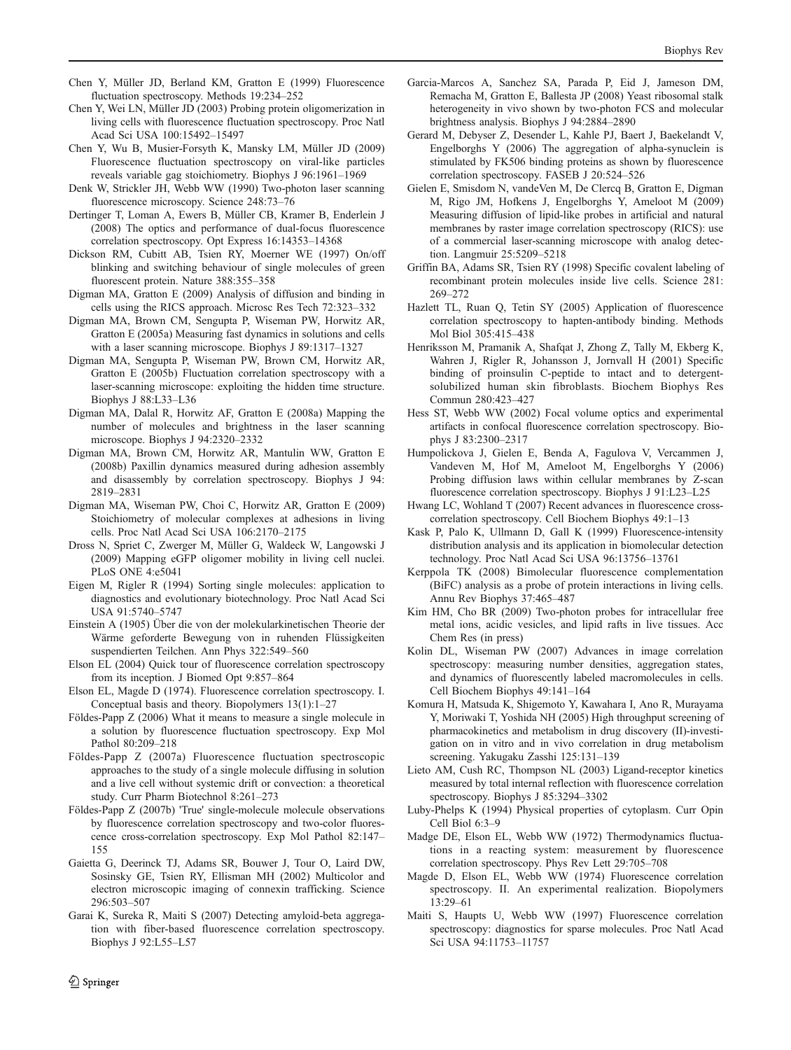Chen Y, Müller JD, Berland KM, Gratton E (1999) Fluorescence fluctuation spectroscopy. Methods 19:234–252

Chen Y, Wei LN, Müller JD (2003) Probing protein oligomerization in living cells with fluorescence fluctuation spectroscopy. Proc Natl Acad Sci USA 100:15492–15497

Chen Y, Wu B, Musier-Forsyth K, Mansky LM, Müller JD (2009) Fluorescence fluctuation spectroscopy on viral-like particles reveals variable gag stoichiometry. Biophys J 96:1961–1969

Denk W, Strickler JH, Webb WW (1990) Two-photon laser scanning fluorescence microscopy. Science 248:73–76

Dertinger T, Loman A, Ewers B, Müller CB, Kramer B, Enderlein J (2008) The optics and performance of dual-focus fluorescence correlation spectroscopy. Opt Express 16:14353–14368

Dickson RM, Cubitt AB, Tsien RY, Moerner WE (1997) On/off blinking and switching behaviour of single molecules of green fluorescent protein. Nature 388:355–358

Digman MA, Gratton E (2009) Analysis of diffusion and binding in cells using the RICS approach. Microsc Res Tech 72:323–332

Digman MA, Brown CM, Sengupta P, Wiseman PW, Horwitz AR, Gratton E (2005a) Measuring fast dynamics in solutions and cells with a laser scanning microscope. Biophys J 89:1317–1327

Digman MA, Sengupta P, Wiseman PW, Brown CM, Horwitz AR, Gratton E (2005b) Fluctuation correlation spectroscopy with a laser-scanning microscope: exploiting the hidden time structure. Biophys J 88:L33–L36

Digman MA, Dalal R, Horwitz AF, Gratton E (2008a) Mapping the number of molecules and brightness in the laser scanning microscope. Biophys J 94:2320–2332

Digman MA, Brown CM, Horwitz AR, Mantulin WW, Gratton E (2008b) Paxillin dynamics measured during adhesion assembly and disassembly by correlation spectroscopy. Biophys J 94: 2819–2831

Digman MA, Wiseman PW, Choi C, Horwitz AR, Gratton E (2009) Stoichiometry of molecular complexes at adhesions in living cells. Proc Natl Acad Sci USA 106:2170–2175

Dross N, Spriet C, Zwerger M, Müller G, Waldeck W, Langowski J (2009) Mapping eGFP oligomer mobility in living cell nuclei. PLoS ONE 4:e5041

Eigen M, Rigler R (1994) Sorting single molecules: application to diagnostics and evolutionary biotechnology. Proc Natl Acad Sci USA 91:5740–5747

Einstein A (1905) Über die von der molekularkinetischen Theorie der Wärme geforderte Bewegung von in ruhenden Flüssigkeiten suspendierten Teilchen. Ann Phys 322:549–560

Elson EL (2004) Quick tour of fluorescence correlation spectroscopy from its inception. J Biomed Opt 9:857–864

Elson EL, Magde D (1974). Fluorescence correlation spectroscopy. I. Conceptual basis and theory. Biopolymers 13(1):1–27

Földes-Papp Z (2006) What it means to measure a single molecule in a solution by fluorescence fluctuation spectroscopy. Exp Mol Pathol 80:209–218

Földes-Papp Z (2007a) Fluorescence fluctuation spectroscopic approaches to the study of a single molecule diffusing in solution and a live cell without systemic drift or convection: a theoretical study. Curr Pharm Biotechnol 8:261–273

Földes-Papp Z (2007b) 'True' single-molecule molecule observations by fluorescence correlation spectroscopy and two-color fluorescence cross-correlation spectroscopy. Exp Mol Pathol 82:147–155

Gaietta G, Deerinck TJ, Adams SR, Bouwer J, Tour O, Laird DW, Sosinsky GE, Tsien RY, Ellisman MH (2002) Multicolor and electron microscopic imaging of connexin trafficking. Science 296:503–507

Garai K, Sureka R, Maiti S (2007) Detecting amyloid-beta aggregation with fiber-based fluorescence correlation spectroscopy. Biophys J 92:L55–L57

Garcia-Marcos A, Sanchez SA, Parada P, Eid J, Jameson DM, Remacha M, Gratton E, Ballesta JP (2008) Yeast ribosomal stalk heterogeneity in vivo shown by two-photon FCS and molecular brightness analysis. Biophys J 94:2884–2890

Gerard M, Debyser Z, Desender L, Kahle PJ, Baert J, Baekelandt V, Engelborghs Y (2006) The aggregation of alpha-synuclein is stimulated by FK506 binding proteins as shown by fluorescence correlation spectroscopy. FASEB J 20:524–526

Gielen E, Smisdom N, vandeVen M, De Clercq B, Gratton E, Digman M, Rigo JM, Hofkens J, Engelborghs Y, Ameloot M (2009) Measuring diffusion of lipid-like probes in artificial and natural membranes by raster image correlation spectroscopy (RICS): use of a commercial laser-scanning microscope with analog detection. Langmuir 25:5209–5218

Griffin BA, Adams SR, Tsien RY (1998) Specific covalent labeling of recombinant protein molecules inside live cells. Science 281: 269–272

Hazlett TL, Ruan Q, Tetin SY (2005) Application of fluorescence correlation spectroscopy to hapten-antibody binding. Methods Mol Biol 305:415–438

Henriksson M, Pramanik A, Shafqat J, Zhong Z, Tally M, Ekberg K, Wahren J, Rigler R, Johansson J, Jornvall H (2001) Specific binding of proinsulin C-peptide to intact and to detergent-solubilized human skin fibroblasts. Biochem Biophys Res Commun 280:423–427

Hess ST, Webb WW (2002) Focal volume optics and experimental artifacts in confocal fluorescence correlation spectroscopy. Biophys J 83:2300–2317

Humpolickova J, Gielen E, Benda A, Fagulova V, Vercammen J, Vandeven M, Hof M, Ameloot M, Engelborghs Y (2006) Probing diffusion laws within cellular membranes by Z-scan fluorescence correlation spectroscopy. Biophys J 91:L23–L25

Hwang LC, Wohland T (2007) Recent advances in fluorescence cross-correlation spectroscopy. Cell Biochem Biophys 49:1–13

Kask P, Palo K, Ullmann D, Gall K (1999) Fluorescence-intensity distribution analysis and its application in biomolecular detection technology. Proc Natl Acad Sci USA 96:13756–13761

Kerppola TK (2008) Bimolecular fluorescence complementation (BiFC) analysis as a probe of protein interactions in living cells. Annu Rev Biophys 37:465–487

Kim HM, Cho BR (2009) Two-photon probes for intracellular free metal ions, acidic vesicles, and lipid rafts in live tissues. Acc Chem Res (in press)

Kolin DL, Wiseman PW (2007) Advances in image correlation spectroscopy: measuring number densities, aggregation states, and dynamics of fluorescently labeled macromolecules in cells. Cell Biochem Biophys 49:141–164

Komura H, Matsuda K, Shigemoto Y, Kawahara I, Ano R, Murayama Y, Moriwaki T, Yoshida NH (2005) High throughput screening of pharmacokinetics and metabolism in drug discovery (II)-investigation on in vitro and in vivo correlation in drug metabolism screening. Yakugaku Zasshi 125:131–139

Lieto AM, Cush RC, Thompson NL (2003) Ligand-receptor kinetics measured by total internal reflection with fluorescence correlation spectroscopy. Biophys J 85:3294–3302

Luby-Phelps K (1994) Physical properties of cytoplasm. Curr Opin Cell Biol 6:3–9

Madge DE, Elson EL, Webb WW (1972) Thermodynamics fluctuations in a reacting system: measurement by fluorescence correlation spectroscopy. Phys Rev Lett 29:705–708

Magde D, Elson EL, Webb WW (1974) Fluorescence correlation spectroscopy. II. An experimental realization. Biopolymers 13:29–61

Maiti S, Haupts U, Webb WW (1997) Fluorescence correlation spectroscopy: diagnostics for sparse molecules. Proc Natl Acad Sci USA 94:11753–11757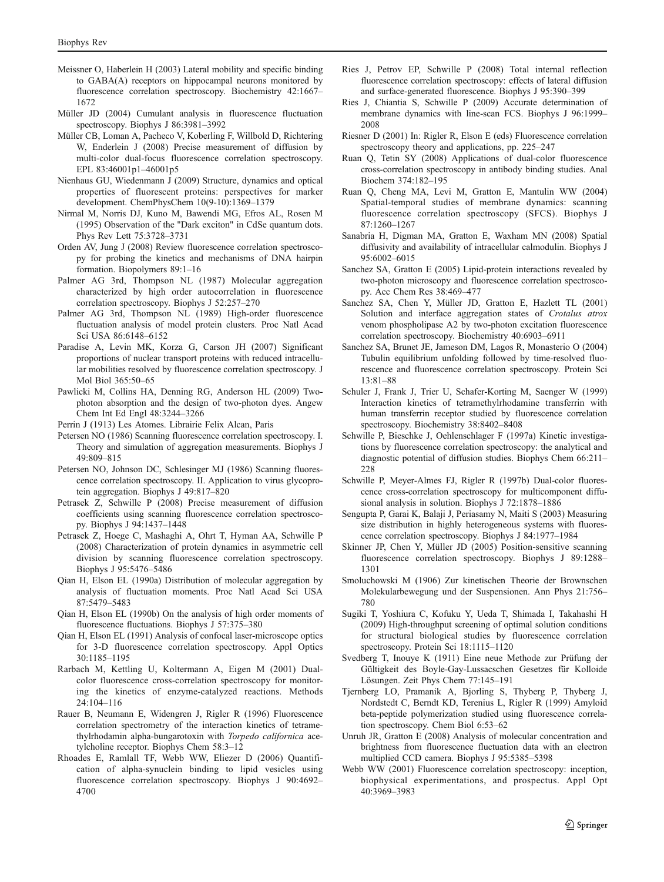Meissner O, Haberlein H (2003) Lateral mobility and specific binding to GABA(A) receptors on hippocampal neurons monitored by fluorescence correlation spectroscopy. Biochemistry 42:1667–1672

Müller JD (2004) Cumulant analysis in fluorescence fluctuation spectroscopy. Biophys J 86:3981–3992

Müller CB, Loman A, Pacheco V, Koberling F, Willbold D, Richtering W, Enderlein J (2008) Precise measurement of diffusion by multi-color dual-focus fluorescence correlation spectroscopy. EPL 83:46001p1–46001p5

Nienhaus GU, Wiedenmann J (2009) Structure, dynamics and optical properties of fluorescent proteins: perspectives for marker development. ChemPhysChem 10(9-10):1369–1379

Nirmal M, Norris DJ, Kuno M, Bawendi MG, Efros AL, Rosen M (1995) Observation of the "Dark exciton" in CdSe quantum dots. Phys Rev Lett 75:3728–3731

Orden AV, Jung J (2008) Review fluorescence correlation spectroscopy for probing the kinetics and mechanisms of DNA hairpin formation. Biopolymers 89:1–16

Palmer AG 3rd, Thompson NL (1987) Molecular aggregation characterized by high order autocorrelation in fluorescence correlation spectroscopy. Biophys J 52:257–270

Palmer AG 3rd, Thompson NL (1989) High-order fluorescence fluctuation analysis of model protein clusters. Proc Natl Acad Sci USA 86:6148–6152

Paradise A, Levin MK, Korza G, Carson JH (2007) Significant proportions of nuclear transport proteins with reduced intracellular mobilities resolved by fluorescence correlation spectroscopy. J Mol Biol 365:50–65

Pawlicki M, Collins HA, Denning RG, Anderson HL (2009) Two-photon absorption and the design of two-photon dyes. Angew Chem Int Ed Engl 48:3244–3266

Perrin J (1913) Les Atomes. Librairie Felix Alcan, Paris

Petersen NO (1986) Scanning fluorescence correlation spectroscopy. I. Theory and simulation of aggregation measurements. Biophys J 49:809–815

Petersen NO, Johnson DC, Schlesinger MJ (1986) Scanning fluorescence correlation spectroscopy. II. Application to virus glycoprotein aggregation. Biophys J 49:817–820

Petrasek Z, Schwille P (2008) Precise measurement of diffusion coefficients using scanning fluorescence correlation spectroscopy. Biophys J 94:1437–1448

Petrasek Z, Hoege C, Mashaghi A, Ohrt T, Hyman AA, Schwille P (2008) Characterization of protein dynamics in asymmetric cell division by scanning fluorescence correlation spectroscopy. Biophys J 95:5476–5486

Qian H, Elson EL (1990a) Distribution of molecular aggregation by analysis of fluctuation moments. Proc Natl Acad Sci USA 87:5479–5483

Qian H, Elson EL (1990b) On the analysis of high order moments of fluorescence fluctuations. Biophys J 57:375–380

Qian H, Elson EL (1991) Analysis of confocal laser-microscope optics for 3-D fluorescence correlation spectroscopy. Appl Optics 30:1185–1195

Rarbach M, Kettling U, Koltermann A, Eigen M (2001) Dual-color fluorescence cross-correlation spectroscopy for monitoring the kinetics of enzyme-catalyzed reactions. Methods 24:104–116

Rauer B, Neumann E, Widengren J, Rigler R (1996) Fluorescence correlation spectrometry of the interaction kinetics of tetramethylrhodamin alpha-bungarotoxin with *Torpedo californica* acetylcholine receptor. Biophys Chem 58:3–12

Rhoades E, Ramlall TF, Webb WW, Eliezer D (2006) Quantification of alpha-synuclein binding to lipid vesicles using fluorescence correlation spectroscopy. Biophys J 90:4692–4700

Ries J, Petrov EP, Schwille P (2008) Total internal reflection fluorescence correlation spectroscopy: effects of lateral diffusion and surface-generated fluorescence. Biophys J 95:390–399

Ries J, Chiantia S, Schwille P (2009) Accurate determination of membrane dynamics with line-scan FCS. Biophys J 96:1999–2008

Riesner D (2001) In: Rigler R, Elson E (eds) Fluorescence correlation spectroscopy theory and applications, pp. 225–247

Ruan Q, Tetin SY (2008) Applications of dual-color fluorescence cross-correlation spectroscopy in antibody binding studies. Anal Biochem 374:182–195

Ruan Q, Cheng MA, Levi M, Gratton E, Mantulin WW (2004) Spatial-temporal studies of membrane dynamics: scanning fluorescence correlation spectroscopy (SFCS). Biophys J 87:1260–1267

Sanabria H, Digman MA, Gratton E, Waxham MN (2008) Spatial diffusivity and availability of intracellular calmodulin. Biophys J 95:6002–6015

Sanchez SA, Gratton E (2005) Lipid-protein interactions revealed by two-photon microscopy and fluorescence correlation spectroscopy. Acc Chem Res 38:469–477

Sanchez SA, Chen Y, Müller JD, Gratton E, Hazlett TL (2001) Solution and interface aggregation states of *Crotalus atrox* venom phospholipase A2 by two-photon excitation fluorescence correlation spectroscopy. Biochemistry 40:6903–6911

Sanchez SA, Brunet JE, Jameson DM, Lagos R, Monasterio O (2004) Tubulin equilibrium unfolding followed by time-resolved fluorescence and fluorescence correlation spectroscopy. Protein Sci 13:81–88

Schuler J, Frank J, Trier U, Schafer-Korting M, Saenger W (1999) Interaction kinetics of tetramethylrhodamine transferrin with human transferrin receptor studied by fluorescence correlation spectroscopy. Biochemistry 38:8402–8408

Schwille P, Bieschke J, Oehlenschlager F (1997a) Kinetic investigations by fluorescence correlation spectroscopy: the analytical and diagnostic potential of diffusion studies. Biophys Chem 66:211–228

Schwille P, Meyer-Almes FJ, Rigler R (1997b) Dual-color fluorescence cross-correlation spectroscopy for multicomponent diffusional analysis in solution. Biophys J 72:1878–1886

Sengupta P, Garai K, Balaji J, Periasamy N, Maiti S (2003) Measuring size distribution in highly heterogeneous systems with fluorescence correlation spectroscopy. Biophys J 84:1977–1984

Skinner JP, Chen Y, Müller JD (2005) Position-sensitive scanning fluorescence correlation spectroscopy. Biophys J 89:1288–1301

Smoluchowski M (1906) Zur kinetischen Theorie der Brownschen Molekularbewegung und der Suspensionen. Ann Phys 21:756–780

Sugiki T, Yoshiura C, Kofuku Y, Ueda T, Shimada I, Takahashi H (2009) High-throughput screening of optimal solution conditions for structural biological studies by fluorescence correlation spectroscopy. Protein Sci 18:1115–1120

Svedberg T, Inouye K (1911) Eine neue Methode zur Prüfung der Gültigkeit des Boyle-Gay-Lussacschen Gesetzes für Kolloide Lösungen. Zeit Phys Chem 77:145–191

Tjernberg LO, Pramanik A, Bjorling S, Thyberg P, Thyberg J, Nordstedt C, Berndt KD, Terenius L, Rigler R (1999) Amyloid beta-peptide polymerization studied using fluorescence correlation spectroscopy. Chem Biol 6:53–62

Unruh JR, Gratton E (2008) Analysis of molecular concentration and brightness from fluorescence fluctuation data with an electron multiplied CCD camera. Biophys J 95:5385–5398

Webb WW (2001) Fluorescence correlation spectroscopy: inception, biophysical experimentations, and prospectus. Appl Opt 40:3969–3983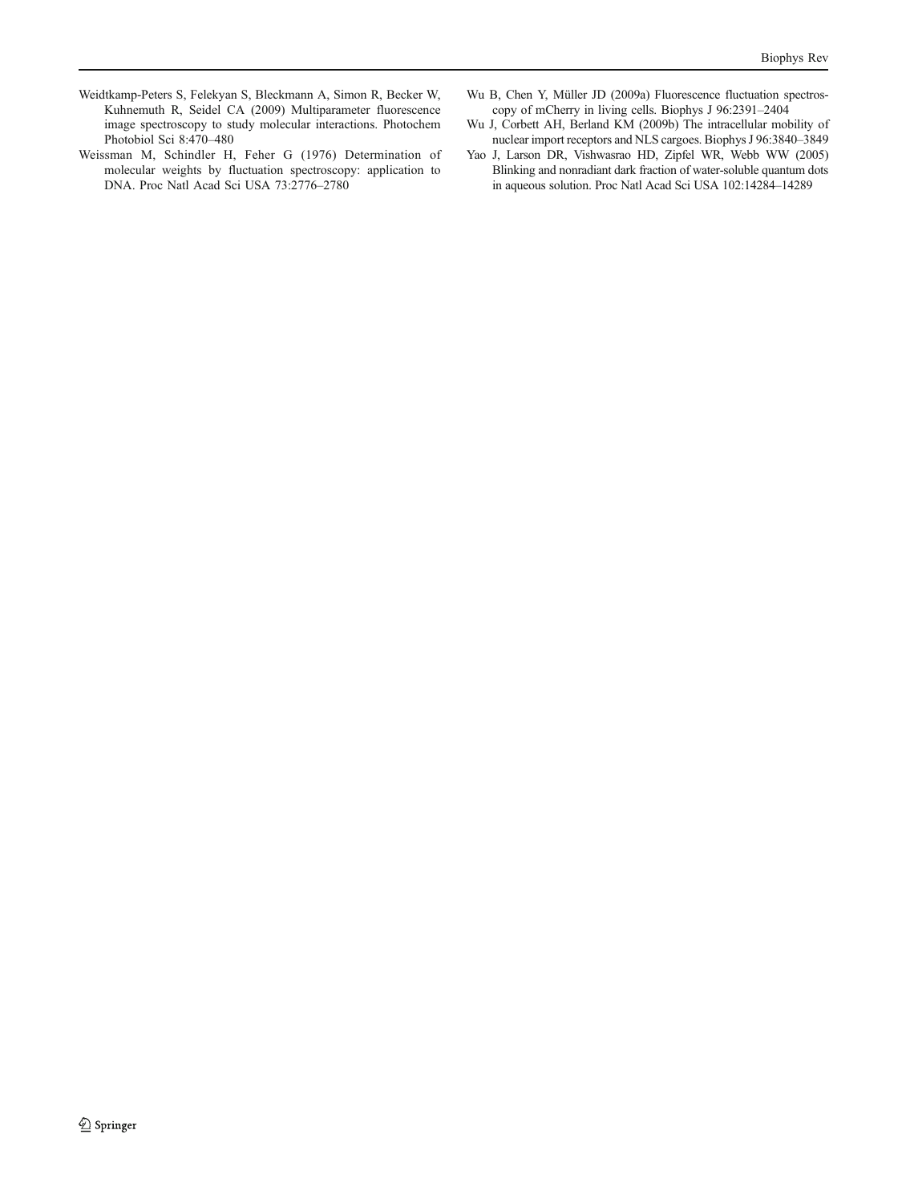Weidtkamp-Peters S, Felekyan S, Bleckmann A, Simon R, Becker W, Kuhnemuth R, Seidel CA (2009) Multiparameter fluorescence image spectroscopy to study molecular interactions. Photochem Photobiol Sci 8:470–480

Weissman M, Schindler H, Feher G (1976) Determination of molecular weights by fluctuation spectroscopy: application to DNA. Proc Natl Acad Sci USA 73:2776–2780

Wu B, Chen Y, Müller JD (2009a) Fluorescence fluctuation spectroscopy of mCherry in living cells. Biophys J 96:2391–2404

Wu J, Corbett AH, Berland KM (2009b) The intracellular mobility of nuclear import receptors and NLS cargoes. Biophys J 96:3840–3849

Yao J, Larson DR, Vishwasrao HD, Zipfel WR, Webb WW (2005) Blinking and nonradiant dark fraction of water-soluble quantum dots in aqueous solution. Proc Natl Acad Sci USA 102:14284–14289